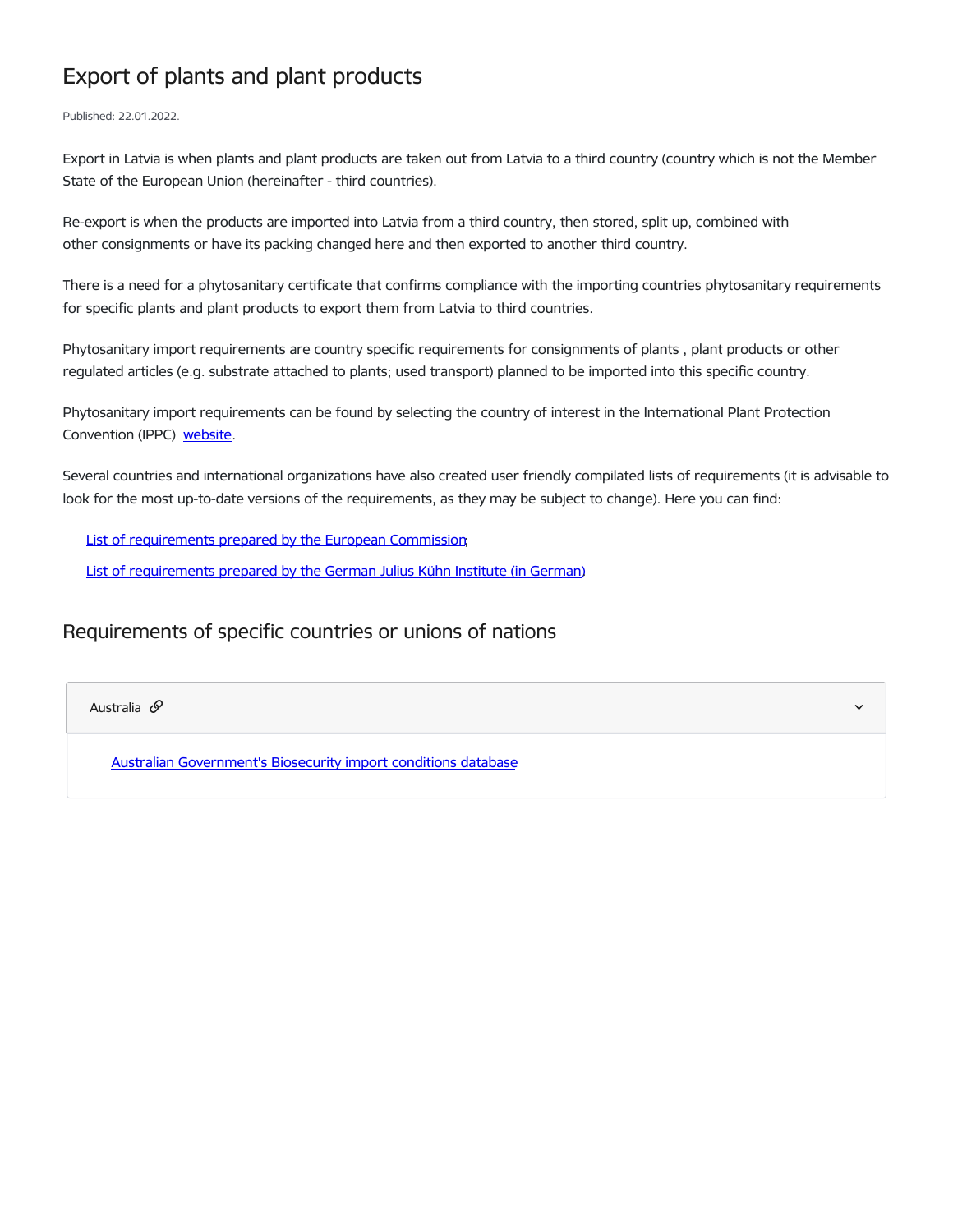# Export of plants and plant products

Published: 22.01.2022.

Export in Latvia is when plants and plant products are taken out from Latvia to a third country (country which is not the Member State of the European Union (hereinafter - third countries).

Re-export is when the products are imported into Latvia from a third country, then stored, split up, combined with other consignments or have its packing changed here and then exported to another third country.

There is a need for a phytosanitary certificate that confirms compliance with the importing countries phytosanitary requirements for specific plants and plant products to export them from Latvia to third countries.

Phytosanitary import requirements are country specific requirements for consignments of plants , plant products or other regulated articles (e.g. substrate attached to plants; used transport) planned to be imported into this specific country.

Phytosanitary import requirements can be found by selecting the country of interest in the International Plant Protection Convention (IPPC) website.

Several countries and international organizations have also created user friendly compiled lists of requirements (it is advisable to look for the most up-to-date versions of the requirements, as they may be subject to change). Here you can find:

- List of requirements prepared by the European Commission;
- List of requirements prepared by the German Julius Kühn Institute (in German)

## Requirements of specific countries or unions of nations

### Australia

- Australian Government's Biosecurity import conditions database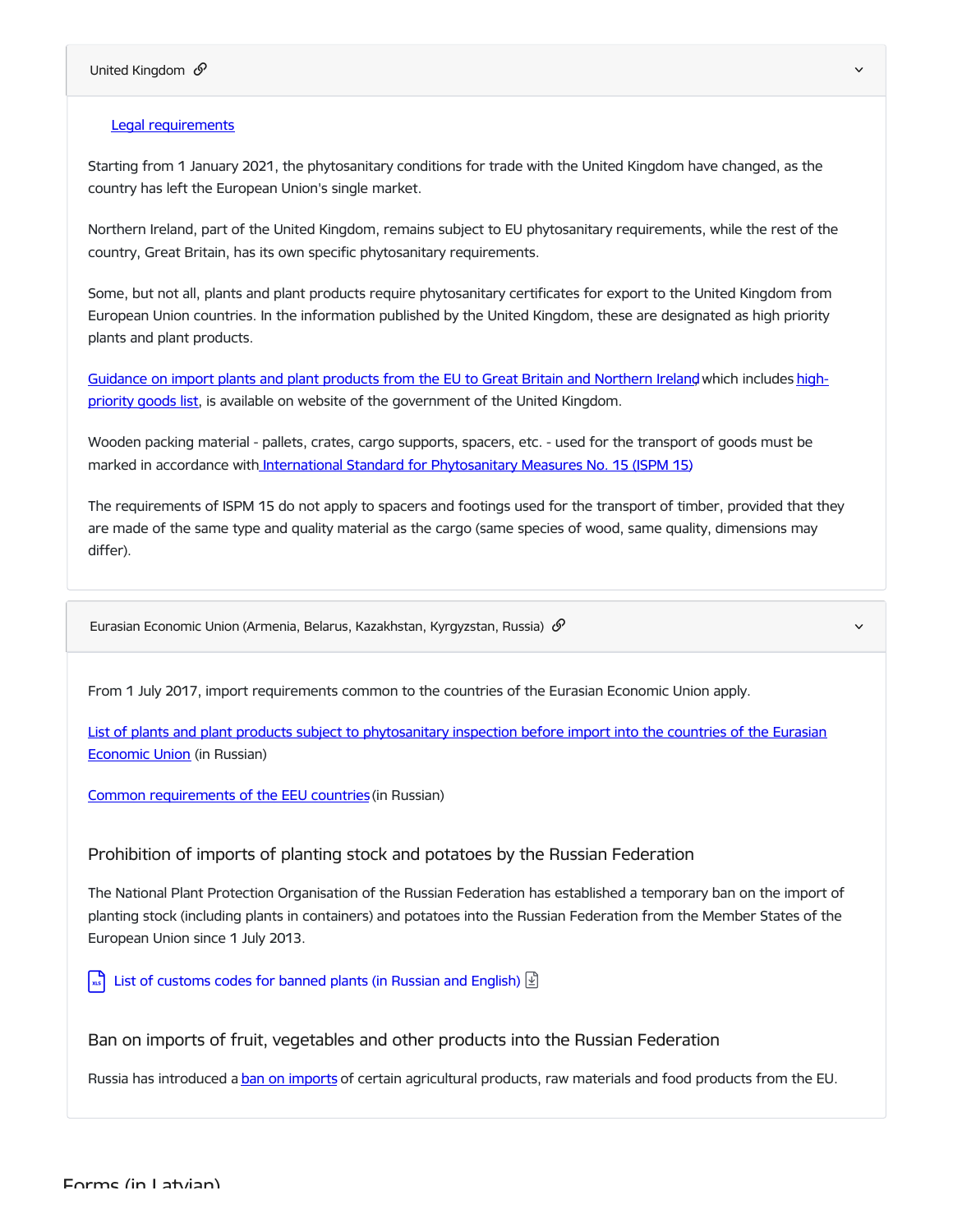### United Kingdom

[Legal requirements]

Starting from 1 January 2021, the phytosanitary conditions for trade with the United Kingdom have changed, as the country has left the European Union's single market.

Northern Ireland, part of the United Kingdom, remains subject to EU phytosanitary requirements, while the rest of the country, Great Britain, has its own specific phytosanitary requirements.

Some, but not all, plants and plant products require phytosanitary certificates for export to the United Kingdom from European Union countries. In the information published by the United Kingdom, these are designated as high priority plants and plant products.

Guidance on import plants and plant products from the EU to Great Britain and Northern Ireland which includes high-priority goods list, is available on website of the government of the United Kingdom.

Wooden packing material - pallets, crates, cargo supports, spacers, etc. - used for the transport of goods must be marked in accordance with International Standard for Phytosanitary Measures No. 15 (ISPM 15)

The requirements of ISPM 15 do not apply to spacers and footings used for the transport of timber, provided that they are made of the same type and quality material as the cargo (same species of wood, same quality, dimensions may differ).

### Eurasian Economic Union (Armenia, Belarus, Kazakhstan, Kyrgyzstan, Russia)

From 1 July 2017, import requirements common to the countries of the Eurasian Economic Union apply.

List of plants and plant products subject to phytosanitary inspection before import into the countries of the Eurasian Economic Union (in Russian)

Common requirements of the EEU countries (in Russian)

#### Prohibition of imports of planting stock and potatoes by the Russian Federation

The National Plant Protection Organisation of the Russian Federation has established a temporary ban on the import of planting stock (including plants in containers) and potatoes into the Russian Federation from the Member States of the European Union since 1 July 2013.

List of customs codes for banned plants (in Russian and English)

#### Ban on imports of fruit, vegetables and other products into the Russian Federation

Russia has introduced a ban on imports of certain agricultural products, raw materials and food products from the EU.

## Forms (in Latvian)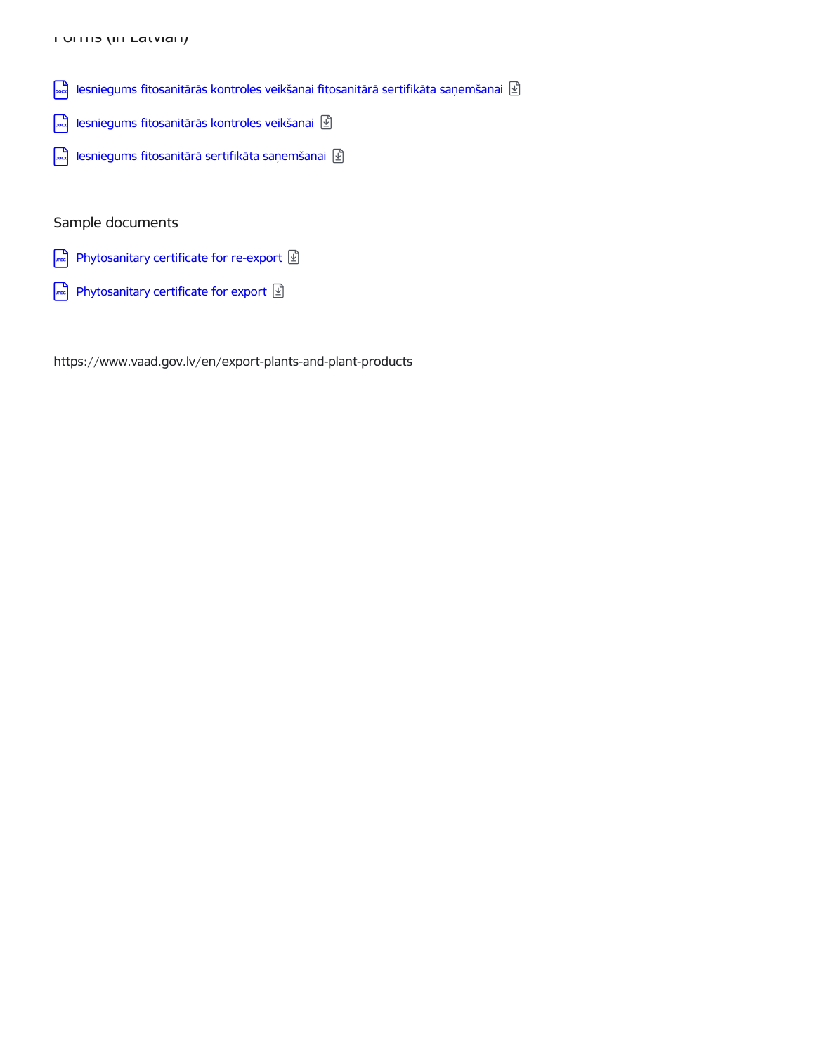Forms (in Latvian)

- Iesniegums fitosanitārās kontroles veikšanai fitosanitārā sertifikāta saņemšanai
- Iesniegums fitosanitārās kontroles veikšanai
- Iesniegums fitosanitārā sertifikāta saņemšanai

## Sample documents

- Phytosanitary certificate for re-export
- Phytosanitary certificate for export

https://www.vaad.gov.lv/en/export-plants-and-plant-products